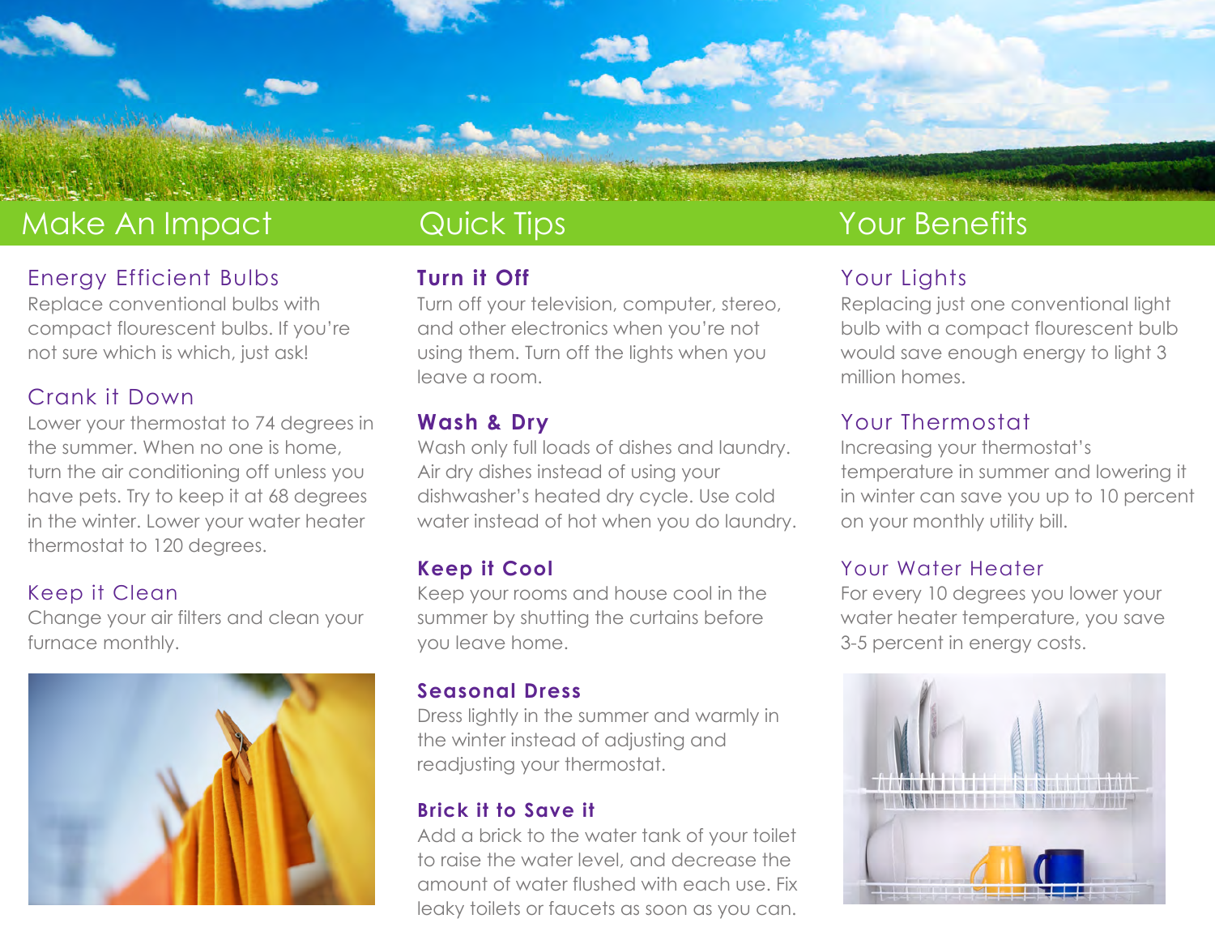## Make An Impact

### Energy Efficient Bulbs

Replace conventional bulbs with compact flourescent bulbs. If you're not sure which is which, just ask!

### Crank it Down

Lower your thermostat to 74 degrees in the summer. When no one is home, turn the air conditioning off unless you have pets. Try to keep it at 68 degrees in the winter. Lower your water heater thermostat to 120 degrees.

### Keep it Clean

Change your air filters and clean your furnace monthly.

## Quick Tips

### Turn it Off

Turn off your television, computer, stereo, and other electronics when you're not using them. Turn off the lights when you leave a room.

### Wash & Dry

Wash only full loads of dishes and laundry. Air dry dishes instead of using your dishwasher's heated dry cycle. Use cold water instead of hot when you do laundry.

### Keep it Cool

Keep your rooms and house cool in the summer by shutting the curtains before you leave home.

### Seasonal Dress

Dress lightly in the summer and warmly in the winter instead of adjusting and readjusting your thermostat.

### Brick it to Save it

Add a brick to the water tank of your toilet to raise the water level, and decrease the amount of water flushed with each use. Fix leaky toilets or faucets as soon as you can.

## Your Benefits

### Your Lights

Replacing just one conventional light bulb with a compact flourescent bulb would save enough energy to light 3 million homes.

### Your Thermostat

Increasing your thermostat's temperature in summer and lowering it in winter can save you up to 10 percent on your monthly utility bill.

### Your Water Heater

For every 10 degrees you lower your water heater temperature, you save 3-5 percent in energy costs.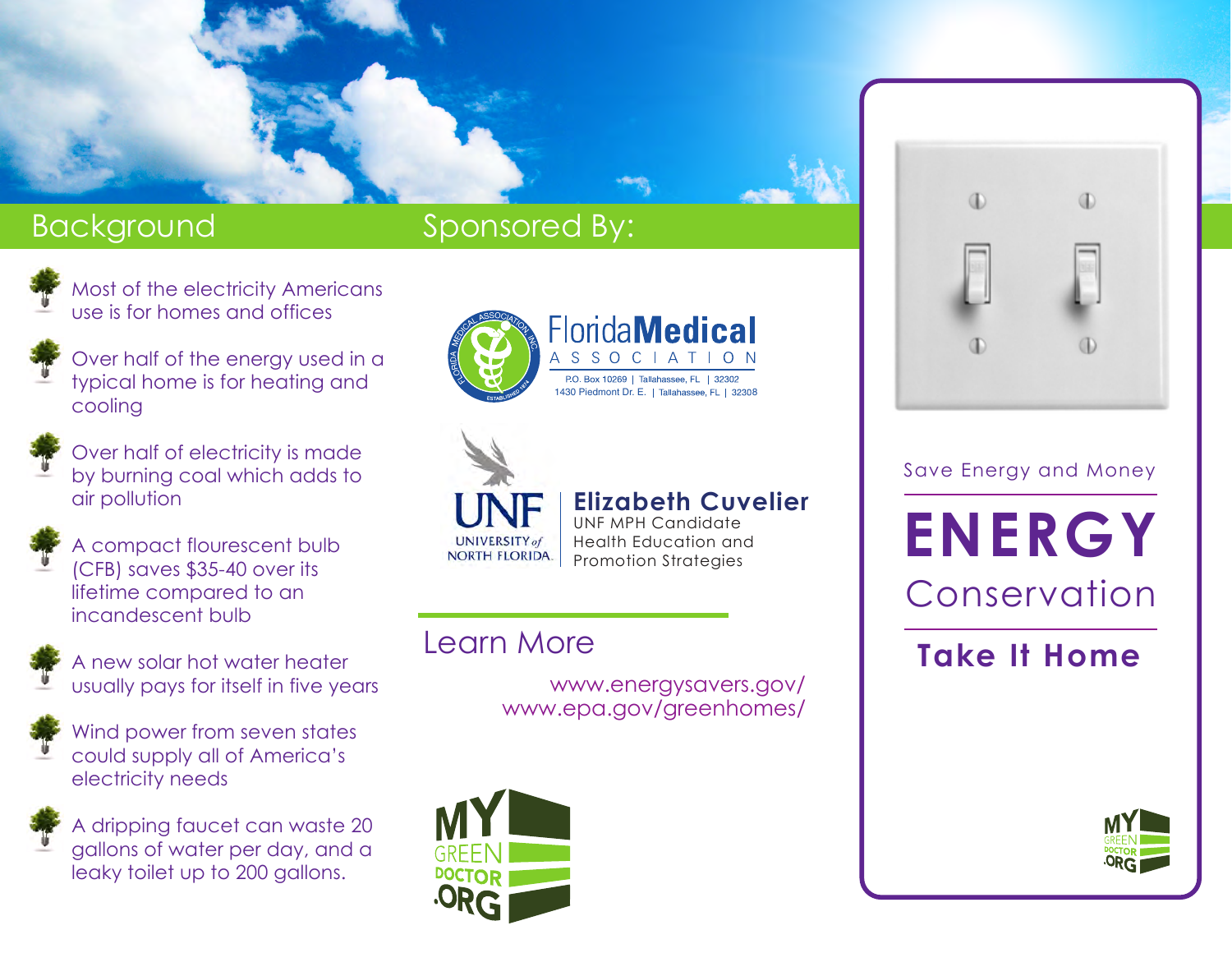## Background

- Most of the electricity Americans use is for homes and offices
- Over half of the energy used in a typical home is for heating and cooling
- Over half of electricity is made by burning coal which adds to air pollution
- A compact flourescent bulb (CFB) saves $35-40 over its lifetime compared to an incandescent bulb
- A new solar hot water heater usually pays for itself in five years
- Wind power from seven states could supply all of America's electricity needs
- A dripping faucet can waste 20 gallons of water per day, and a leaky toilet up to 200 gallons.

## Sponsored By:

Florida Medical Association
P.O. Box 10269 | Tallahassee, FL | 32302
1430 Piedmont Dr. E. | Tallahassee, FL | 32308

UNF University of North Florida

**Elizabeth Cuvelier**
UNF MPH Candidate
Health Education and Promotion Strategies

## Learn More

www.energysavers.gov/
www.epa.gov/greenhomes/

MY GREEN DOCTOR .ORG

Save Energy and Money

# ENERGY Conservation

**Take It Home**

MY GREEN DOCTOR .ORG